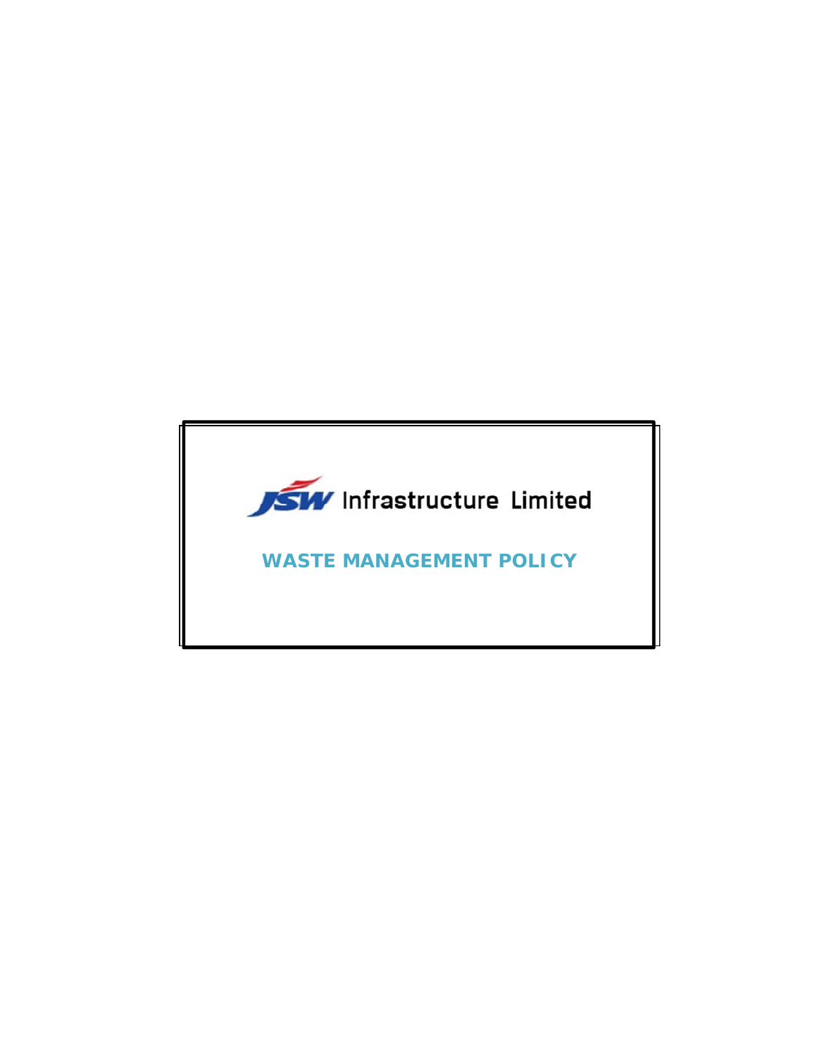JSW Infrastructure Limited

# WASTE MANAGEMENT POLICY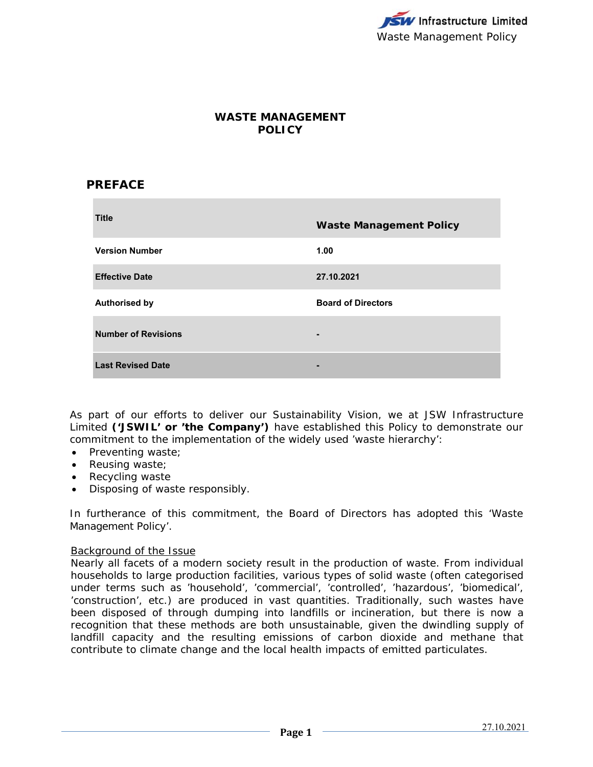# WASTE MANAGEMENT POLICY

## PREFACE

| Title | Waste Management Policy |
|---|---|
| Version Number | 1.00 |
| Effective Date | 27.10.2021 |
| Authorised by | Board of Directors |
| Number of Revisions | - |
| Last Revised Date | - |

As part of our efforts to deliver our Sustainability Vision, we at JSW Infrastructure Limited **('JSWIL' or 'the Company')** have established this Policy to demonstrate our commitment to the implementation of the widely used 'waste hierarchy':

- Preventing waste;
- Reusing waste;
- Recycling waste
- Disposing of waste responsibly.

In furtherance of this commitment, the Board of Directors has adopted this 'Waste Management Policy'.

<u>Background of the Issue</u>

Nearly all facets of a modern society result in the production of waste. From individual households to large production facilities, various types of solid waste (often categorised under terms such as 'household', 'commercial', 'controlled', 'hazardous', 'biomedical', 'construction', etc.) are produced in vast quantities. Traditionally, such wastes have been disposed of through dumping into landfills or incineration, but there is now a recognition that these methods are both unsustainable, given the dwindling supply of landfill capacity and the resulting emissions of carbon dioxide and methane that contribute to climate change and the local health impacts of emitted particulates.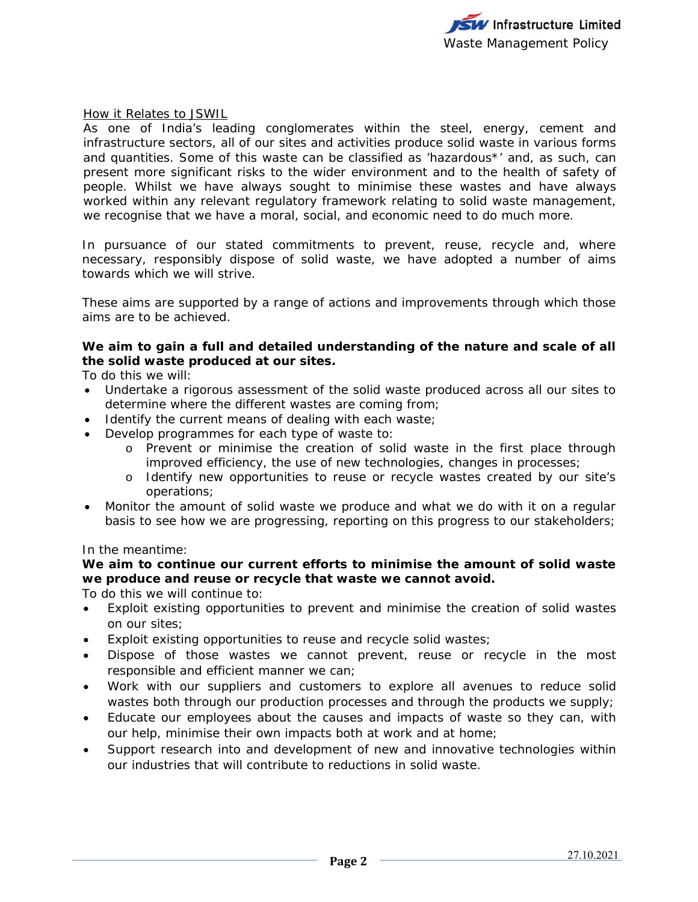<u>How it Relates to JSWIL</u>

As one of India's leading conglomerates within the steel, energy, cement and infrastructure sectors, all of our sites and activities produce solid waste in various forms and quantities. Some of this waste can be classified as 'hazardous*' and, as such, can present more significant risks to the wider environment and to the health of safety of people. Whilst we have always sought to minimise these wastes and have always worked within any relevant regulatory framework relating to solid waste management, we recognise that we have a moral, social, and economic need to do much more.

In pursuance of our stated commitments to prevent, reuse, recycle and, where necessary, responsibly dispose of solid waste, we have adopted a number of aims towards which we will strive.

These aims are supported by a range of actions and improvements through which those aims are to be achieved.

**We aim to gain a full and detailed understanding of the nature and scale of all the solid waste produced at our sites.**

To do this we will:

- Undertake a rigorous assessment of the solid waste produced across all our sites to determine where the different wastes are coming from;
- Identify the current means of dealing with each waste;
- Develop programmes for each type of waste to:
  - Prevent or minimise the creation of solid waste in the first place through improved efficiency, the use of new technologies, changes in processes;
  - Identify new opportunities to reuse or recycle wastes created by our site's operations;
- Monitor the amount of solid waste we produce and what we do with it on a regular basis to see how we are progressing, reporting on this progress to our stakeholders;

In the meantime:

**We aim to continue our current efforts to minimise the amount of solid waste we produce and reuse or recycle that waste we cannot avoid.**

To do this we will continue to:

- Exploit existing opportunities to prevent and minimise the creation of solid wastes on our sites;
- Exploit existing opportunities to reuse and recycle solid wastes;
- Dispose of those wastes we cannot prevent, reuse or recycle in the most responsible and efficient manner we can;
- Work with our suppliers and customers to explore all avenues to reduce solid wastes both through our production processes and through the products we supply;
- Educate our employees about the causes and impacts of waste so they can, with our help, minimise their own impacts both at work and at home;
- Support research into and development of new and innovative technologies within our industries that will contribute to reductions in solid waste.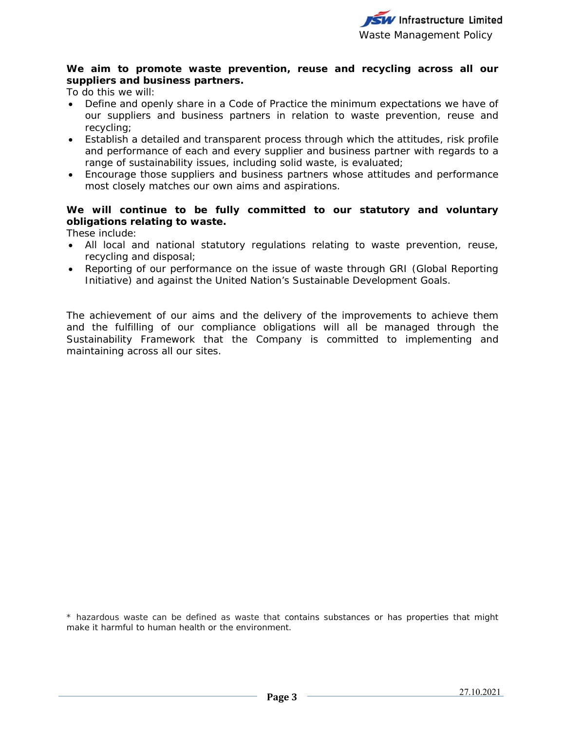**We aim to promote waste prevention, reuse and recycling across all our suppliers and business partners.**

To do this we will:

- Define and openly share in a Code of Practice the minimum expectations we have of our suppliers and business partners in relation to waste prevention, reuse and recycling;
- Establish a detailed and transparent process through which the attitudes, risk profile and performance of each and every supplier and business partner with regards to a range of sustainability issues, including solid waste, is evaluated;
- Encourage those suppliers and business partners whose attitudes and performance most closely matches our own aims and aspirations.

**We will continue to be fully committed to our statutory and voluntary obligations relating to waste.**

These include:

- All local and national statutory regulations relating to waste prevention, reuse, recycling and disposal;
- Reporting of our performance on the issue of waste through GRI (Global Reporting Initiative) and against the United Nation's Sustainable Development Goals.

The achievement of our aims and the delivery of the improvements to achieve them and the fulfilling of our compliance obligations will all be managed through the Sustainability Framework that the Company is committed to implementing and maintaining across all our sites.

* hazardous waste can be defined as waste that contains substances or has properties that might make it harmful to human health or the environment.

27.10.2021